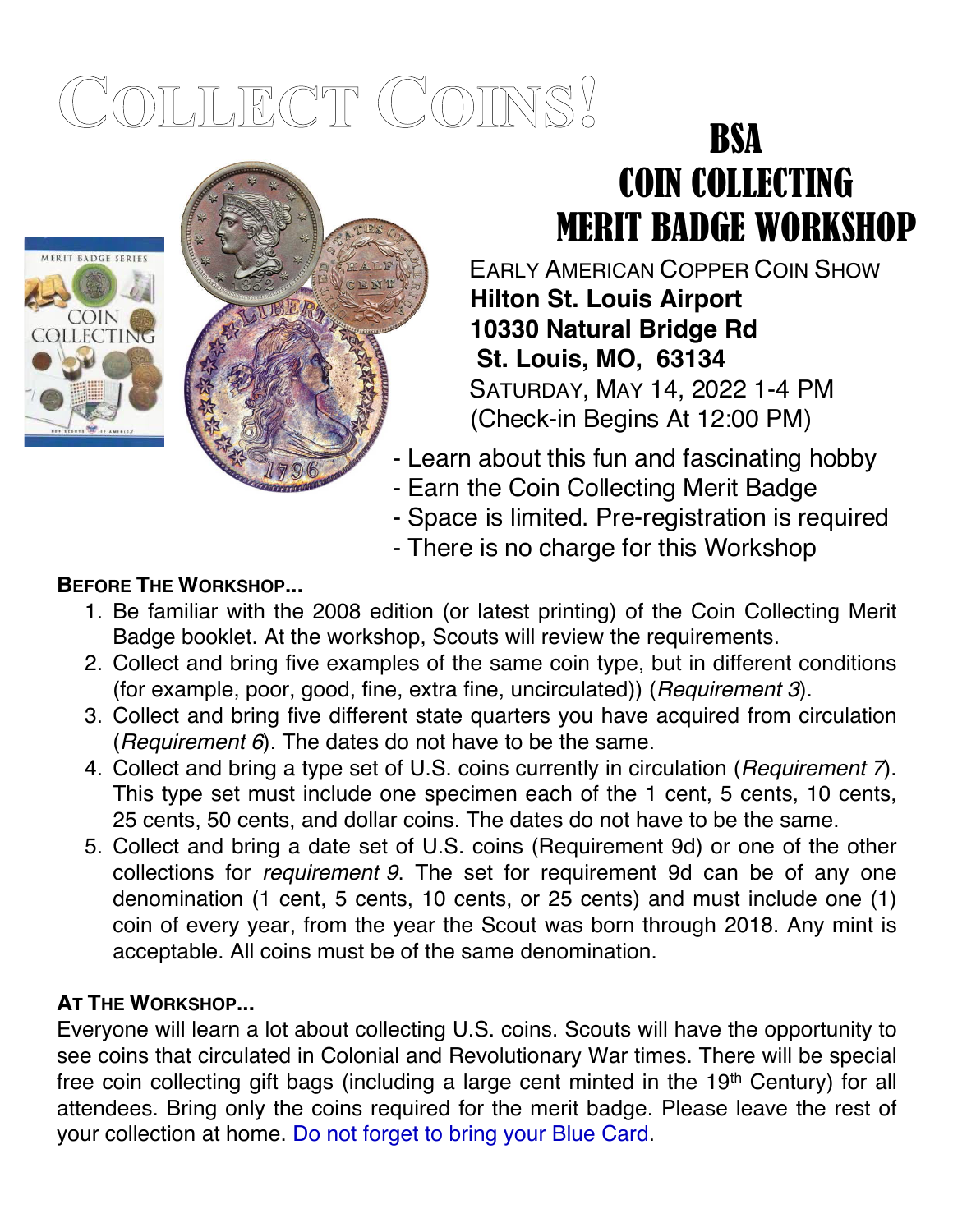# Collect Coins!

# BSA COIN COLLECTING MERIT BADGE WORKSHOP

Early American Copper Coin Show
**Hilton St. Louis Airport**
**10330 Natural Bridge Rd**
**St. Louis, MO, 63134**
Saturday, May 14, 2022 1-4 PM
(Check-in Begins At 12:00 PM)

- Learn about this fun and fascinating hobby
- Earn the Coin Collecting Merit Badge
- Space is limited. Pre-registration is required
- There is no charge for this Workshop

**Before The Workshop...**

1. Be familiar with the 2008 edition (or latest printing) of the Coin Collecting Merit Badge booklet. At the workshop, Scouts will review the requirements.
2. Collect and bring five examples of the same coin type, but in different conditions (for example, poor, good, fine, extra fine, uncirculated)) (*Requirement 3*).
3. Collect and bring five different state quarters you have acquired from circulation (*Requirement 6*). The dates do not have to be the same.
4. Collect and bring a type set of U.S. coins currently in circulation (*Requirement 7*). This type set must include one specimen each of the 1 cent, 5 cents, 10 cents, 25 cents, 50 cents, and dollar coins. The dates do not have to be the same.
5. Collect and bring a date set of U.S. coins (Requirement 9d) or one of the other collections for *requirement 9*. The set for requirement 9d can be of any one denomination (1 cent, 5 cents, 10 cents, or 25 cents) and must include one (1) coin of every year, from the year the Scout was born through 2018. Any mint is acceptable. All coins must be of the same denomination.

**At The Workshop...**

Everyone will learn a lot about collecting U.S. coins. Scouts will have the opportunity to see coins that circulated in Colonial and Revolutionary War times. There will be special free coin collecting gift bags (including a large cent minted in the 19th Century) for all attendees. Bring only the coins required for the merit badge. Please leave the rest of your collection at home. Do not forget to bring your Blue Card.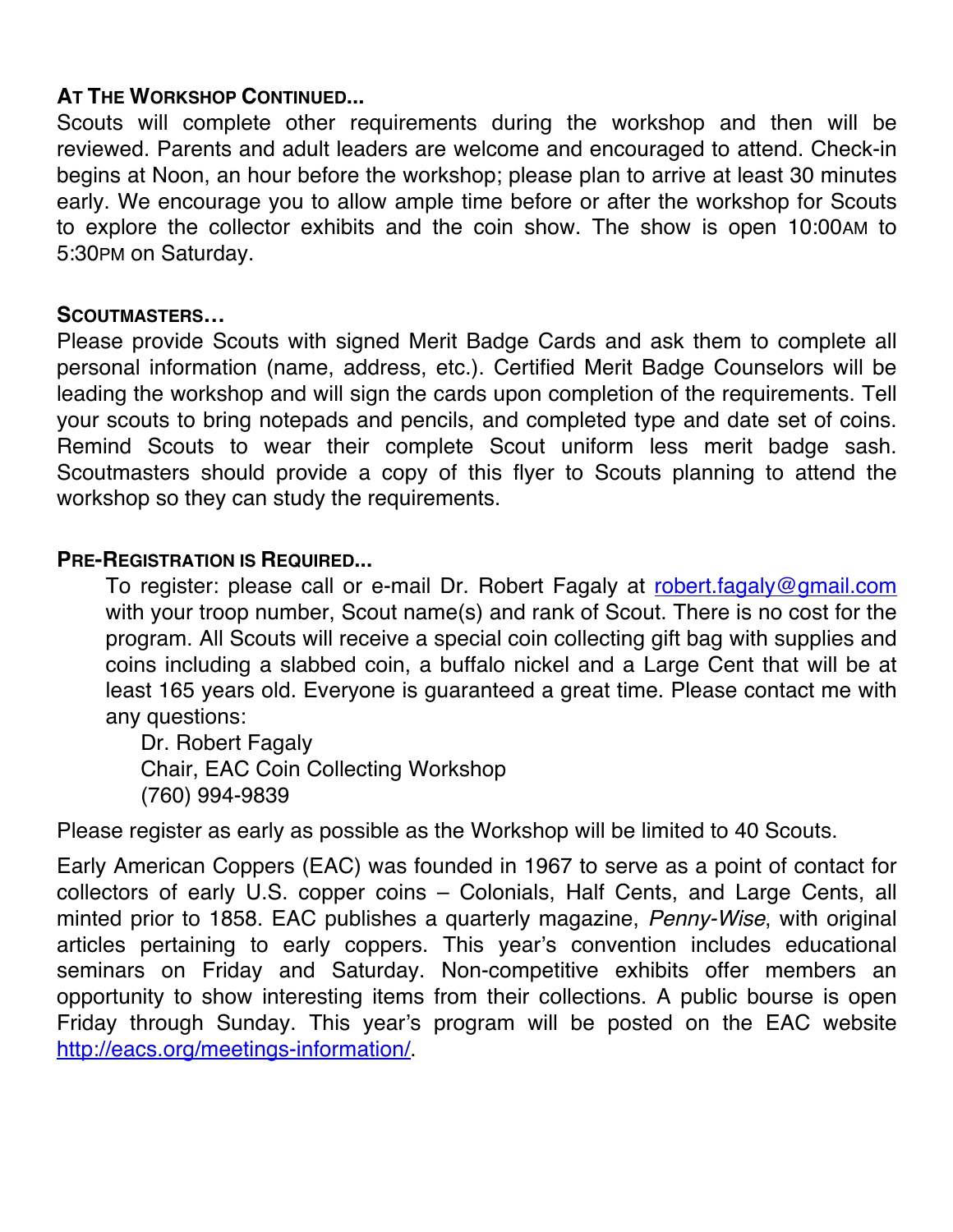**AT THE WORKSHOP CONTINUED...**

Scouts will complete other requirements during the workshop and then will be reviewed. Parents and adult leaders are welcome and encouraged to attend. Check-in begins at Noon, an hour before the workshop; please plan to arrive at least 30 minutes early. We encourage you to allow ample time before or after the workshop for Scouts to explore the collector exhibits and the coin show. The show is open 10:00AM to 5:30PM on Saturday.

**SCOUTMASTERS…**

Please provide Scouts with signed Merit Badge Cards and ask them to complete all personal information (name, address, etc.). Certified Merit Badge Counselors will be leading the workshop and will sign the cards upon completion of the requirements. Tell your scouts to bring notepads and pencils, and completed type and date set of coins. Remind Scouts to wear their complete Scout uniform less merit badge sash. Scoutmasters should provide a copy of this flyer to Scouts planning to attend the workshop so they can study the requirements.

**PRE-REGISTRATION IS REQUIRED...**

To register: please call or e-mail Dr. Robert Fagaly at robert.fagaly@gmail.com with your troop number, Scout name(s) and rank of Scout. There is no cost for the program. All Scouts will receive a special coin collecting gift bag with supplies and coins including a slabbed coin, a buffalo nickel and a Large Cent that will be at least 165 years old. Everyone is guaranteed a great time. Please contact me with any questions:

Dr. Robert Fagaly
Chair, EAC Coin Collecting Workshop
(760) 994-9839

Please register as early as possible as the Workshop will be limited to 40 Scouts.

Early American Coppers (EAC) was founded in 1967 to serve as a point of contact for collectors of early U.S. copper coins – Colonials, Half Cents, and Large Cents, all minted prior to 1858. EAC publishes a quarterly magazine, *Penny-Wise*, with original articles pertaining to early coppers. This year's convention includes educational seminars on Friday and Saturday. Non-competitive exhibits offer members an opportunity to show interesting items from their collections. A public bourse is open Friday through Sunday. This year's program will be posted on the EAC website http://eacs.org/meetings-information/.